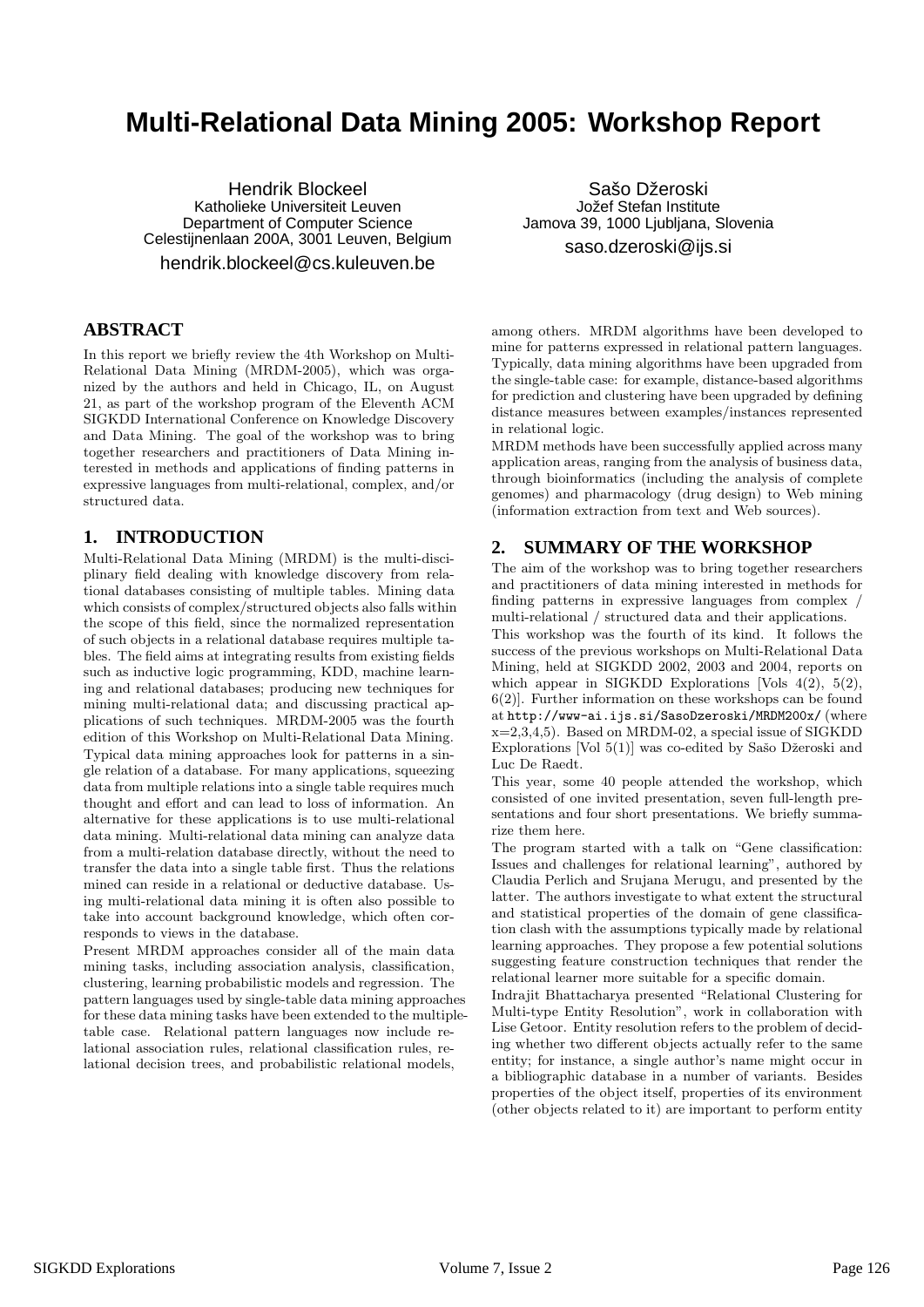# Multi-Relational Data Mining 2005: Workshop Report

Hendrik Blockeel
Katholieke Universiteit Leuven
Department of Computer Science
Celestijnenlaan 200A, 3001 Leuven, Belgium
hendrik.blockeel@cs.kuleuven.be

Sašo Džeroski
Jožef Stefan Institute
Jamova 39, 1000 Ljubljana, Slovenia
saso.dzeroski@ijs.si

## ABSTRACT

In this report we briefly review the 4th Workshop on Multi-Relational Data Mining (MRDM-2005), which was organized by the authors and held in Chicago, IL, on August 21, as part of the workshop program of the Eleventh ACM SIGKDD International Conference on Knowledge Discovery and Data Mining. The goal of the workshop was to bring together researchers and practitioners of Data Mining interested in methods and applications of finding patterns in expressive languages from multi-relational, complex, and/or structured data.

## 1. INTRODUCTION

Multi-Relational Data Mining (MRDM) is the multi-disciplinary field dealing with knowledge discovery from relational databases consisting of multiple tables. Mining data which consists of complex/structured objects also falls within the scope of this field, since the normalized representation of such objects in a relational database requires multiple tables. The field aims at integrating results from existing fields such as inductive logic programming, KDD, machine learning and relational databases; producing new techniques for mining multi-relational data; and discussing practical applications of such techniques. MRDM-2005 was the fourth edition of this Workshop on Multi-Relational Data Mining.

Typical data mining approaches look for patterns in a single relation of a database. For many applications, squeezing data from multiple relations into a single table requires much thought and effort and can lead to loss of information. An alternative for these applications is to use multi-relational data mining. Multi-relational data mining can analyze data from a multi-relation database directly, without the need to transfer the data into a single table first. Thus the relations mined can reside in a relational or deductive database. Using multi-relational data mining it is often also possible to take into account background knowledge, which often corresponds to views in the database.

Present MRDM approaches consider all of the main data mining tasks, including association analysis, classification, clustering, learning probabilistic models and regression. The pattern languages used by single-table data mining approaches for these data mining tasks have been extended to the multiple-table case. Relational pattern languages now include relational association rules, relational classification rules, relational decision trees, and probabilistic relational models, among others. MRDM algorithms have been developed to mine for patterns expressed in relational pattern languages. Typically, data mining algorithms have been upgraded from the single-table case: for example, distance-based algorithms for prediction and clustering have been upgraded by defining distance measures between examples/instances represented in relational logic.

MRDM methods have been successfully applied across many application areas, ranging from the analysis of business data, through bioinformatics (including the analysis of complete genomes) and pharmacology (drug design) to Web mining (information extraction from text and Web sources).

## 2. SUMMARY OF THE WORKSHOP

The aim of the workshop was to bring together researchers and practitioners of data mining interested in methods for finding patterns in expressive languages from complex / multi-relational / structured data and their applications.

This workshop was the fourth of its kind. It follows the success of the previous workshops on Multi-Relational Data Mining, held at SIGKDD 2002, 2003 and 2004, reports on which appear in SIGKDD Explorations [Vols 4(2), 5(2), 6(2)]. Further information on these workshops can be found at `http://www-ai.ijs.si/SasoDzeroski/MRDM200x/` (where x=2,3,4,5). Based on MRDM-02, a special issue of SIGKDD Explorations [Vol 5(1)] was co-edited by Sašo Džeroski and Luc De Raedt.

This year, some 40 people attended the workshop, which consisted of one invited presentation, seven full-length presentations and four short presentations. We briefly summarize them here.

The program started with a talk on "Gene classification: Issues and challenges for relational learning", authored by Claudia Perlich and Srujana Merugu, and presented by the latter. The authors investigate to what extent the structural and statistical properties of the domain of gene classification clash with the assumptions typically made by relational learning approaches. They propose a few potential solutions suggesting feature construction techniques that render the relational learner more suitable for a specific domain.

Indrajit Bhattacharya presented "Relational Clustering for Multi-type Entity Resolution", work in collaboration with Lise Getoor. Entity resolution refers to the problem of deciding whether two different objects actually refer to the same entity; for instance, a single author's name might occur in a bibliographic database in a number of variants. Besides properties of the object itself, properties of its environment (other objects related to it) are important to perform entity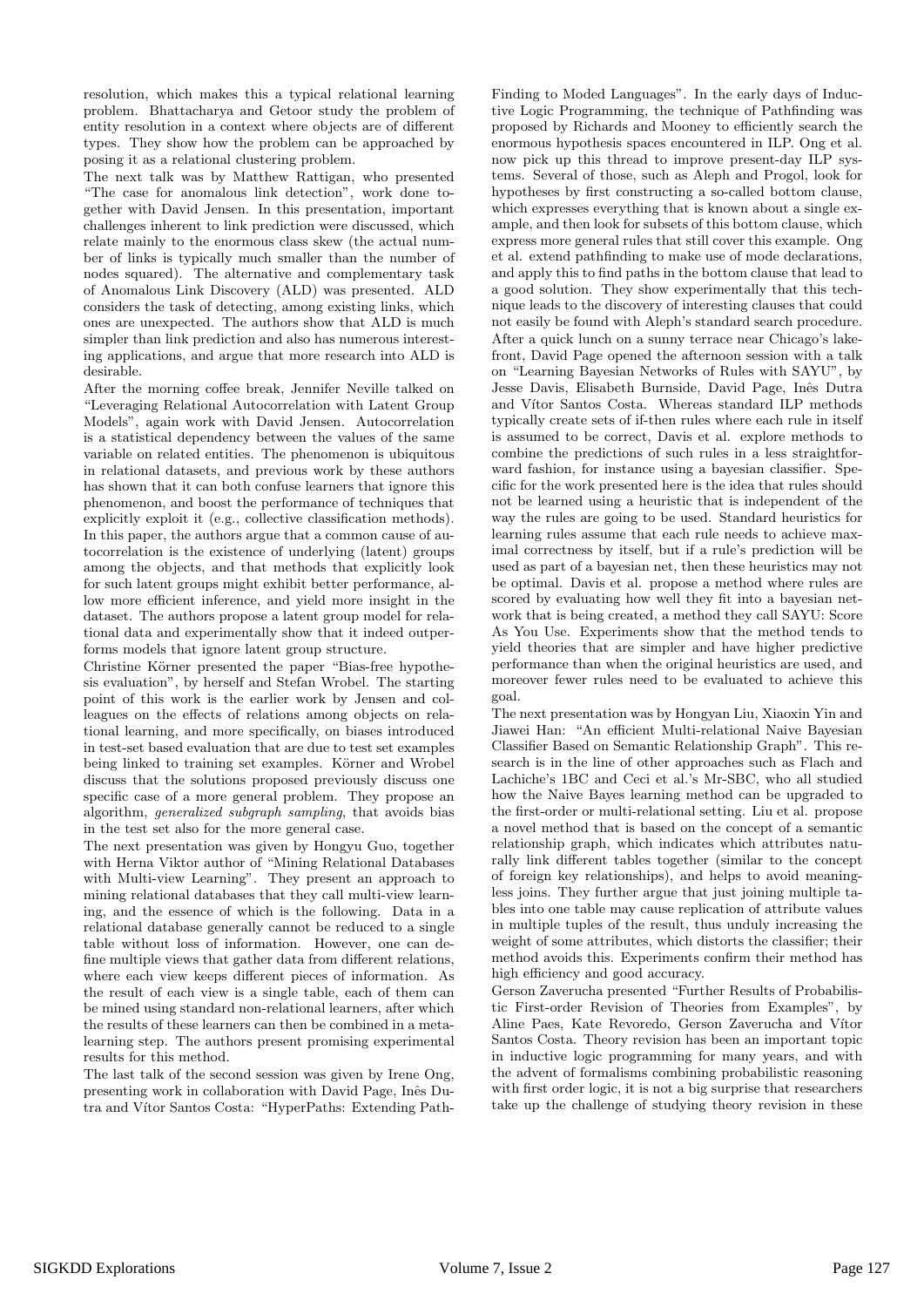resolution, which makes this a typical relational learning problem. Bhattacharya and Getoor study the problem of entity resolution in a context where objects are of different types. They show how the problem can be approached by posing it as a relational clustering problem.

The next talk was by Matthew Rattigan, who presented "The case for anomalous link detection", work done together with David Jensen. In this presentation, important challenges inherent to link prediction were discussed, which relate mainly to the enormous class skew (the actual number of links is typically much smaller than the number of nodes squared). The alternative and complementary task of Anomalous Link Discovery (ALD) was presented. ALD considers the task of detecting, among existing links, which ones are unexpected. The authors show that ALD is much simpler than link prediction and also has numerous interesting applications, and argue that more research into ALD is desirable.

After the morning coffee break, Jennifer Neville talked on "Leveraging Relational Autocorrelation with Latent Group Models", again work with David Jensen. Autocorrelation is a statistical dependency between the values of the same variable on related entities. The phenomenon is ubiquitous in relational datasets, and previous work by these authors has shown that it can both confuse learners that ignore this phenomenon, and boost the performance of techniques that explicitly exploit it (e.g., collective classification methods). In this paper, the authors argue that a common cause of autocorrelation is the existence of underlying (latent) groups among the objects, and that methods that explicitly look for such latent groups might exhibit better performance, allow more efficient inference, and yield more insight in the dataset. The authors propose a latent group model for relational data and experimentally show that it indeed outperforms models that ignore latent group structure.

Christine Körner presented the paper "Bias-free hypothesis evaluation", by herself and Stefan Wrobel. The starting point of this work is the earlier work by Jensen and colleagues on the effects of relations among objects on relational learning, and more specifically, on biases introduced in test-set based evaluation that are due to test set examples being linked to training set examples. Körner and Wrobel discuss that the solutions proposed previously discuss one specific case of a more general problem. They propose an algorithm, *generalized subgraph sampling*, that avoids bias in the test set also for the more general case.

The next presentation was given by Hongyu Guo, together with Herna Viktor author of "Mining Relational Databases with Multi-view Learning". They present an approach to mining relational databases that they call multi-view learning, and the essence of which is the following. Data in a relational database generally cannot be reduced to a single table without loss of information. However, one can define multiple views that gather data from different relations, where each view keeps different pieces of information. As the result of each view is a single table, each of them can be mined using standard non-relational learners, after which the results of these learners can then be combined in a meta-learning step. The authors present promising experimental results for this method.

The last talk of the second session was given by Irene Ong, presenting work in collaboration with David Page, Inês Dutra and Vítor Santos Costa: "HyperPaths: Extending Path-Finding to Moded Languages". In the early days of Inductive Logic Programming, the technique of Pathfinding was proposed by Richards and Mooney to efficiently search the enormous hypothesis spaces encountered in ILP. Ong et al. now pick up this thread to improve present-day ILP systems. Several of those, such as Aleph and Progol, look for hypotheses by first constructing a so-called bottom clause, which expresses everything that is known about a single example, and then look for subsets of this bottom clause, which express more general rules that still cover this example. Ong et al. extend pathfinding to make use of mode declarations, and apply this to find paths in the bottom clause that lead to a good solution. They show experimentally that this technique leads to the discovery of interesting clauses that could not easily be found with Aleph's standard search procedure.

After a quick lunch on a sunny terrace near Chicago's lakefront, David Page opened the afternoon session with a talk on "Learning Bayesian Networks of Rules with SAYU", by Jesse Davis, Elisabeth Burnside, David Page, Inês Dutra and Vítor Santos Costa. Whereas standard ILP methods typically create sets of if-then rules where each rule in itself is assumed to be correct, Davis et al. explore methods to combine the predictions of such rules in a less straightforward fashion, for instance using a bayesian classifier. Specific for the work presented here is the idea that rules should not be learned using a heuristic that is independent of the way the rules are going to be used. Standard heuristics for learning rules assume that each rule needs to achieve maximal correctness by itself, but if a rule's prediction will be used as part of a bayesian net, then these heuristics may not be optimal. Davis et al. propose a method where rules are scored by evaluating how well they fit into a bayesian network that is being created, a method they call SAYU: Score As You Use. Experiments show that the method tends to yield theories that are simpler and have higher predictive performance than when the original heuristics are used, and moreover fewer rules need to be evaluated to achieve this goal.

The next presentation was by Hongyan Liu, Xiaoxin Yin and Jiawei Han: "An efficient Multi-relational Naive Bayesian Classifier Based on Semantic Relationship Graph". This research is in the line of other approaches such as Flach and Lachiche's 1BC and Ceci et al.'s Mr-SBC, who all studied how the Naive Bayes learning method can be upgraded to the first-order or multi-relational setting. Liu et al. propose a novel method that is based on the concept of a semantic relationship graph, which indicates which attributes naturally link different tables together (similar to the concept of foreign key relationships), and helps to avoid meaningless joins. They further argue that just joining multiple tables into one table may cause replication of attribute values in multiple tuples of the result, thus unduly increasing the weight of some attributes, which distorts the classifier; their method avoids this. Experiments confirm their method has high efficiency and good accuracy.

Gerson Zaverucha presented "Further Results of Probabilistic First-order Revision of Theories from Examples", by Aline Paes, Kate Revoredo, Gerson Zaverucha and Vítor Santos Costa. Theory revision has been an important topic in inductive logic programming for many years, and with the advent of formalisms combining probabilistic reasoning with first order logic, it is not a big surprise that researchers take up the challenge of studying theory revision in these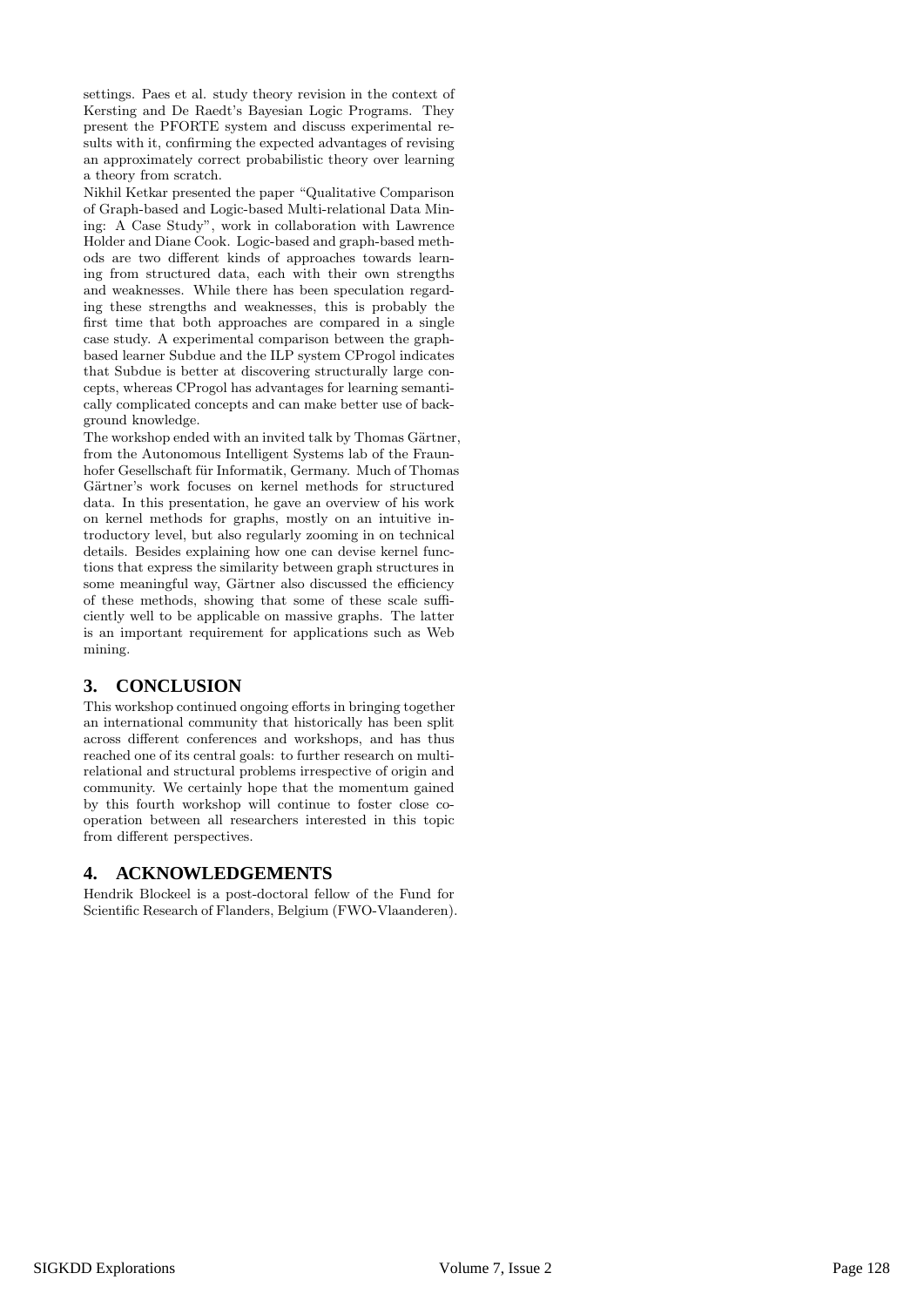settings. Paes et al. study theory revision in the context of Kersting and De Raedt's Bayesian Logic Programs. They present the PFORTE system and discuss experimental results with it, confirming the expected advantages of revising an approximately correct probabilistic theory over learning a theory from scratch.

Nikhil Ketkar presented the paper "Qualitative Comparison of Graph-based and Logic-based Multi-relational Data Mining: A Case Study", work in collaboration with Lawrence Holder and Diane Cook. Logic-based and graph-based methods are two different kinds of approaches towards learning from structured data, each with their own strengths and weaknesses. While there has been speculation regarding these strengths and weaknesses, this is probably the first time that both approaches are compared in a single case study. A experimental comparison between the graph-based learner Subdue and the ILP system CProgol indicates that Subdue is better at discovering structurally large concepts, whereas CProgol has advantages for learning semantically complicated concepts and can make better use of background knowledge.

The workshop ended with an invited talk by Thomas Gärtner, from the Autonomous Intelligent Systems lab of the Fraunhofer Gesellschaft für Informatik, Germany. Much of Thomas Gärtner's work focuses on kernel methods for structured data. In this presentation, he gave an overview of his work on kernel methods for graphs, mostly on an intuitive introductory level, but also regularly zooming in on technical details. Besides explaining how one can devise kernel functions that express the similarity between graph structures in some meaningful way, Gärtner also discussed the efficiency of these methods, showing that some of these scale sufficiently well to be applicable on massive graphs. The latter is an important requirement for applications such as Web mining.

## 3. CONCLUSION

This workshop continued ongoing efforts in bringing together an international community that historically has been split across different conferences and workshops, and has thus reached one of its central goals: to further research on multi-relational and structural problems irrespective of origin and community. We certainly hope that the momentum gained by this fourth workshop will continue to foster close cooperation between all researchers interested in this topic from different perspectives.

## 4. ACKNOWLEDGEMENTS

Hendrik Blockeel is a post-doctoral fellow of the Fund for Scientific Research of Flanders, Belgium (FWO-Vlaanderen).